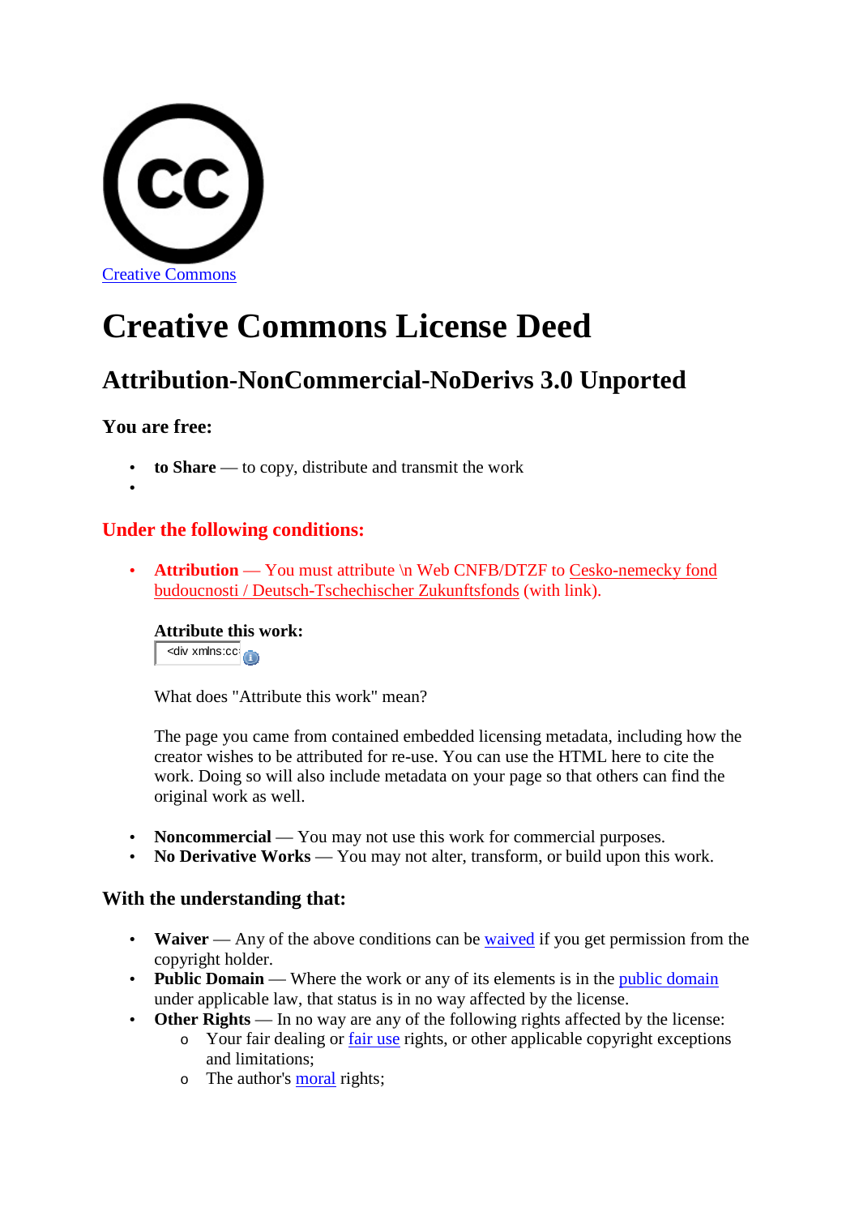Creative Commons

# Creative Commons License Deed

## Attribution-NonCommercial-NoDerivs 3.0 Unported

### You are free:

- **to Share** — to copy, distribute and transmit the work
- 

### Under the following conditions:

- **Attribution** — You must attribute \n Web CNFB/DTZF to Cesko-nemecky fond budoucnosti / Deutsch-Tschechischer Zukunftsfonds (with link).

  **Attribute this work:**

  <div xmlns:cc:

  What does "Attribute this work" mean?

  The page you came from contained embedded licensing metadata, including how the creator wishes to be attributed for re-use. You can use the HTML here to cite the work. Doing so will also include metadata on your page so that others can find the original work as well.

- **Noncommercial** — You may not use this work for commercial purposes.
- **No Derivative Works** — You may not alter, transform, or build upon this work.

### With the understanding that:

- **Waiver** — Any of the above conditions can be waived if you get permission from the copyright holder.
- **Public Domain** — Where the work or any of its elements is in the public domain under applicable law, that status is in no way affected by the license.
- **Other Rights** — In no way are any of the following rights affected by the license:
  - Your fair dealing or fair use rights, or other applicable copyright exceptions and limitations;
  - The author's moral rights;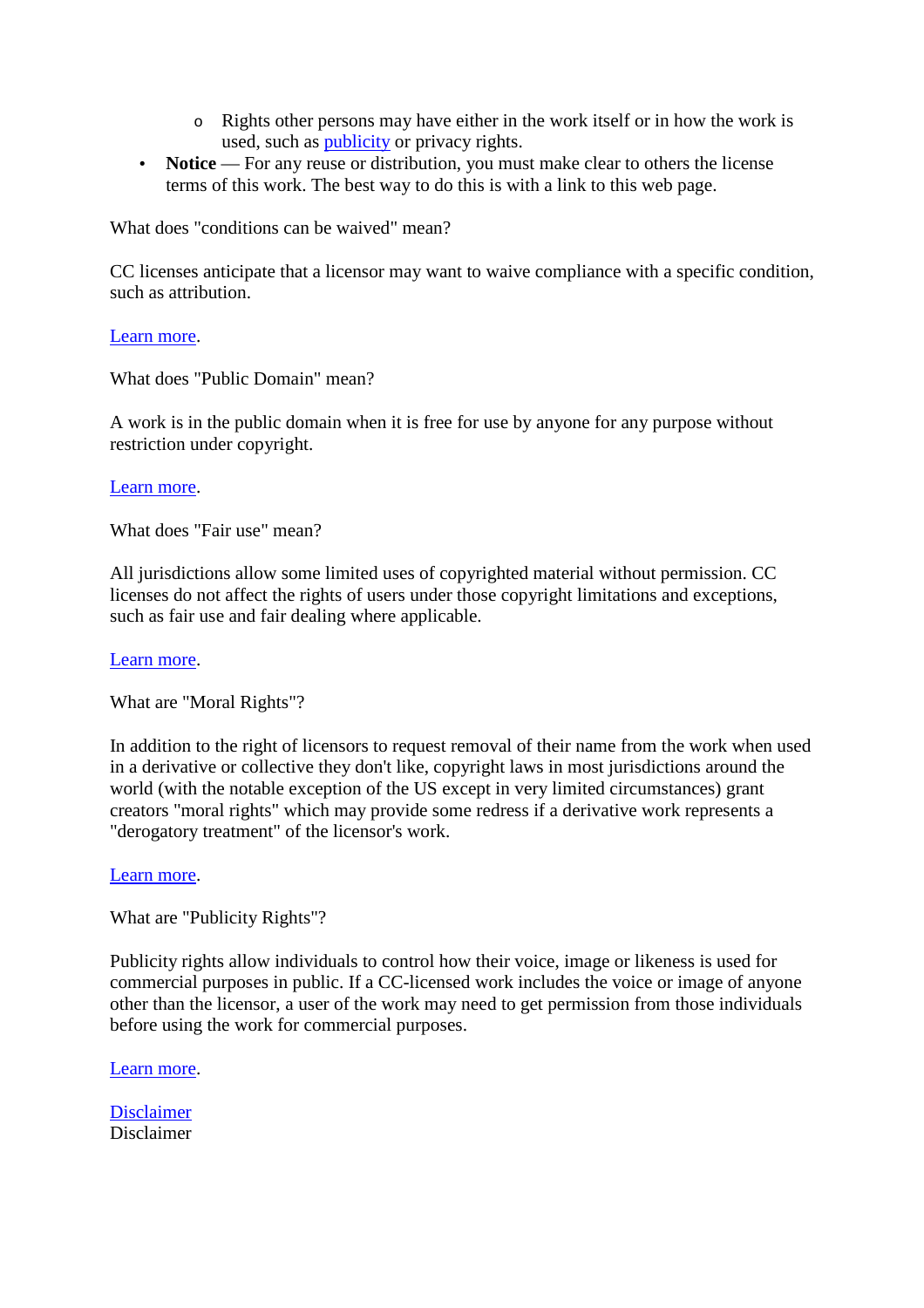- Rights other persons may have either in the work itself or in how the work is used, such as publicity or privacy rights.
- **Notice** — For any reuse or distribution, you must make clear to others the license terms of this work. The best way to do this is with a link to this web page.

What does "conditions can be waived" mean?

CC licenses anticipate that a licensor may want to waive compliance with a specific condition, such as attribution.

Learn more.

What does "Public Domain" mean?

A work is in the public domain when it is free for use by anyone for any purpose without restriction under copyright.

Learn more.

What does "Fair use" mean?

All jurisdictions allow some limited uses of copyrighted material without permission. CC licenses do not affect the rights of users under those copyright limitations and exceptions, such as fair use and fair dealing where applicable.

Learn more.

What are "Moral Rights"?

In addition to the right of licensors to request removal of their name from the work when used in a derivative or collective they don't like, copyright laws in most jurisdictions around the world (with the notable exception of the US except in very limited circumstances) grant creators "moral rights" which may provide some redress if a derivative work represents a "derogatory treatment" of the licensor's work.

Learn more.

What are "Publicity Rights"?

Publicity rights allow individuals to control how their voice, image or likeness is used for commercial purposes in public. If a CC-licensed work includes the voice or image of anyone other than the licensor, a user of the work may need to get permission from those individuals before using the work for commercial purposes.

Learn more.

Disclaimer
Disclaimer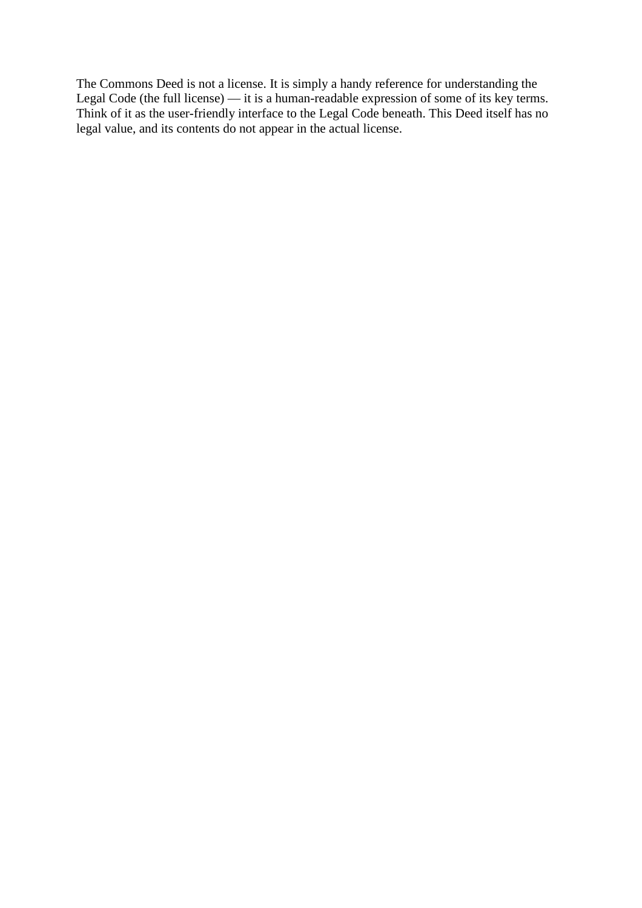The Commons Deed is not a license. It is simply a handy reference for understanding the Legal Code (the full license) — it is a human-readable expression of some of its key terms. Think of it as the user-friendly interface to the Legal Code beneath. This Deed itself has no legal value, and its contents do not appear in the actual license.